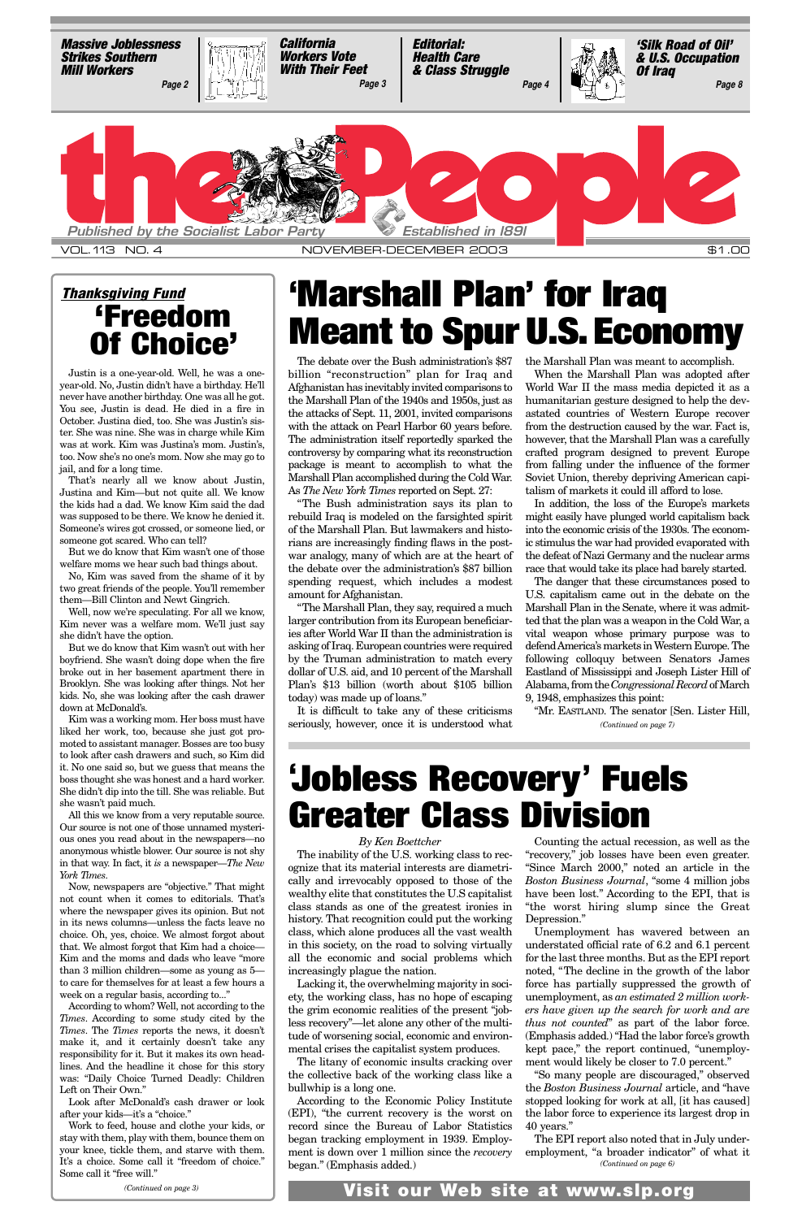**Massive Joblessness Strikes Southern Mill Workers** Page 2

**California Workers Vote With Their Feet** Page 3

**Editorial: Health Care & Class Struggle** Page 4

**'Silk Road of Oil' & U.S. Occupation Of Iraq** Page 8

# the People

Published by the Socialist Labor Party — Established in 1891

VOL. 113 NO. 4 — NOVEMBER-DECEMBER 2003 — $1.00

## Thanksgiving Fund

# 'Freedom Of Choice'

Justin is a one-year-old. Well, he was a one-year-old. No, Justin didn't have a birthday. He'll never have another birthday. One was all he got. You see, Justin is dead. He died in a fire in October. Justina died, too. She was Justin's sister. She was nine. She was in charge while Kim was at work. Kim was Justina's mom. Justin's, too. Now she's no one's mom. Now she may go to jail, and for a long time.

That's nearly all we know about Justin, Justina and Kim—but not quite all. We know the kids had a dad. We know Kim said the dad was supposed to be there. We know he denied it. Someone's wires got crossed, or someone lied, or someone got scared. Who can tell?

But we do know that Kim wasn't one of those welfare moms we hear such bad things about.

No, Kim was saved from the shame of it by two great friends of the people. You'll remember them—Bill Clinton and Newt Gingrich.

Well, now we're speculating. For all we know, Kim never was a welfare mom. We'll just say she didn't have the option.

But we do know that Kim wasn't out with her boyfriend. She wasn't doing dope when the fire broke out in her basement apartment there in Brooklyn. She was looking after things. Not her kids. No, she was looking after the cash drawer down at McDonald's.

Kim was a working mom. Her boss must have liked her work, too, because she just got promoted to assistant manager. Bosses are too busy to look after cash drawers and such, so Kim did it. No one said so, but we guess that means the boss thought she was honest and a hard worker. She didn't dip into the till. She was reliable. But she wasn't paid much.

All this we know from a very reputable source. Our source is not one of those unnamed mysterious ones you read about in the newspapers—no anonymous whistle blower. Our source is not shy in that way. In fact, it *is* a newspaper—*The New York Times*.

Now, newspapers are "objective." That might not count when it comes to editorials. That's where the newspaper gives its opinion. But not in its news columns—unless the facts leave no choice. Oh, yes, choice. We almost forgot about that. We almost forgot that Kim had a choice—Kim and the moms and dads who leave "more than 3 million children—some as young as 5—to care for themselves for at least a few hours a week on a regular basis, according to..."

According to whom? Well, not according to the *Times*. According to some study cited by the *Times*. The *Times* reports the news, it doesn't make it, and it certainly doesn't take any responsibility for it. But it makes its own headlines. And the headline it chose for this story was: "Daily Choice Turned Deadly: Children Left on Their Own."

Look after McDonald's cash drawer or look after your kids—it's a "choice."

Work to feed, house and clothe your kids, or stay with them, play with them, bounce them on your knee, tickle them, and starve with them. It's a choice. Some call it "freedom of choice." Some call it "free will."

*(Continued on page 3)*

# 'Marshall Plan' for Iraq Meant to Spur U.S. Economy

The debate over the Bush administration's $87 billion "reconstruction" plan for Iraq and Afghanistan has inevitably invited comparisons to the Marshall Plan of the 1940s and 1950s, just as the attacks of Sept. 11, 2001, invited comparisons with the attack on Pearl Harbor 60 years before. The administration itself reportedly sparked the controversy by comparing what its reconstruction package is meant to accomplish to what the Marshall Plan accomplished during the Cold War. As *The New York Times* reported on Sept. 27:

"The Bush administration says its plan to rebuild Iraq is modeled on the farsighted spirit of the Marshall Plan. But lawmakers and historians are increasingly finding flaws in the postwar analogy, many of which are at the heart of the debate over the administration's $87 billion spending request, which includes a modest amount for Afghanistan.

"The Marshall Plan, they say, required a much larger contribution from its European beneficiaries after World War II than the administration is asking of Iraq. European countries were required by the Truman administration to match every dollar of U.S. aid, and 10 percent of the Marshall Plan's $13 billion (worth about $105 billion today) was made up of loans."

It is difficult to take any of these criticisms seriously, however, once it is understood what the Marshall Plan was meant to accomplish.

When the Marshall Plan was adopted after World War II the mass media depicted it as a humanitarian gesture designed to help the devastated countries of Western Europe recover from the destruction caused by the war. Fact is, however, that the Marshall Plan was a carefully crafted program designed to prevent Europe from falling under the influence of the former Soviet Union, thereby depriving American capitalism of markets it could ill afford to lose.

In addition, the loss of the Europe's markets might easily have plunged world capitalism back into the economic crisis of the 1930s. The economic stimulus the war had provided evaporated with the defeat of Nazi Germany and the nuclear arms race that would take its place had barely started.

The danger that these circumstances posed to U.S. capitalism came out in the debate on the Marshall Plan in the Senate, where it was admitted that the plan was a weapon in the Cold War, a vital weapon whose primary purpose was to defend America's markets in Western Europe. The following colloquy between Senators James Eastland of Mississippi and Joseph Lister Hill of Alabama, from the *Congressional Record* of March 9, 1948, emphasizes this point:

"Mr. EASTLAND. The senator [Sen. Lister Hill,

*(Continued on page 7)*

# 'Jobless Recovery' Fuels Greater Class Division

*By Ken Boettcher*

The inability of the U.S. working class to recognize that its material interests are diametrically and irrevocably opposed to those of the wealthy elite that constitutes the U.S capitalist class stands as one of the greatest ironies in history. That recognition could put the working class, which alone produces all the vast wealth in this society, on the road to solving virtually all the economic and social problems which increasingly plague the nation.

Lacking it, the overwhelming majority in society, the working class, has no hope of escaping the grim economic realities of the present "jobless recovery"—let alone any other of the multitude of worsening social, economic and environmental crises the capitalist system produces.

The litany of economic insults cracking over the collective back of the working class like a bullwhip is a long one.

According to the Economic Policy Institute (EPI), "the current recovery is the worst on record since the Bureau of Labor Statistics began tracking employment in 1939. Employment is down over 1 million since the *recovery* began." (Emphasis added.)

Counting the actual recession, as well as the "recovery," job losses have been even greater. "Since March 2000," noted an article in the *Boston Business Journal*, "some 4 million jobs have been lost." According to the EPI, that is "the worst hiring slump since the Great Depression."

Unemployment has wavered between an understated official rate of 6.2 and 6.1 percent for the last three months. But as the EPI report noted, "The decline in the growth of the labor force has partially suppressed the growth of unemployment, as *an estimated 2 million workers have given up the search for work and are thus not counted*" as part of the labor force. (Emphasis added.) "Had the labor force's growth kept pace," the report continued, "unemployment would likely be closer to 7.0 percent."

"So many people are discouraged," observed the *Boston Business Journal* article, and "have stopped looking for work at all, [it has caused] the labor force to experience its largest drop in 40 years."

The EPI report also noted that in July underemployment, "a broader indicator" of what it

*(Continued on page 6)*

**Visit our Web site at www.slp.org**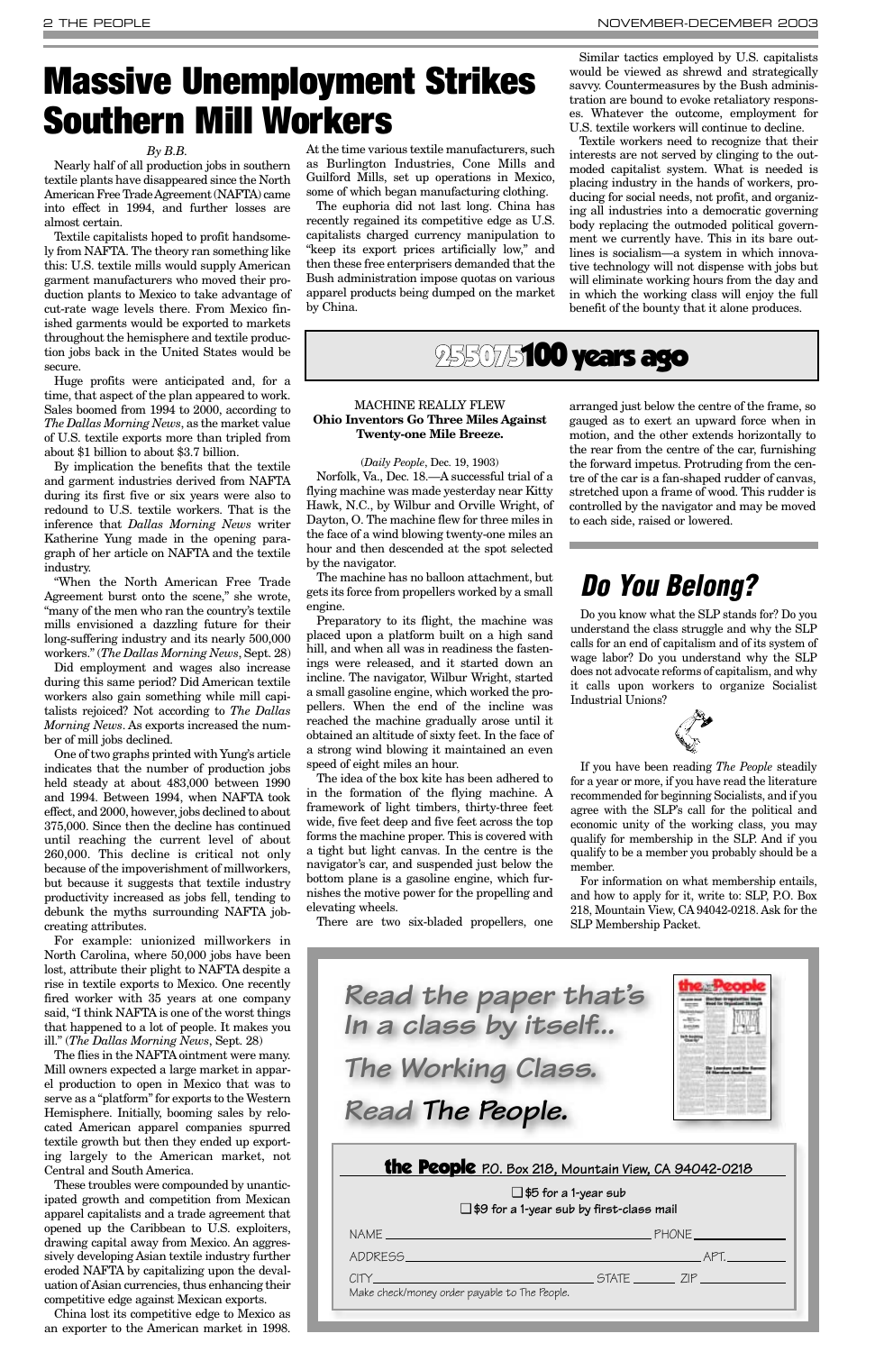# Massive Unemployment Strikes Southern Mill Workers

*By B.B.*

Nearly half of all production jobs in southern textile plants have disappeared since the North American Free Trade Agreement (NAFTA) came into effect in 1994, and further losses are almost certain.

Textile capitalists hoped to profit handsomely from NAFTA. The theory ran something like this: U.S. textile mills would supply American garment manufacturers who moved their production plants to Mexico to take advantage of cut-rate wage levels there. From Mexico finished garments would be exported to markets throughout the hemisphere and textile production jobs back in the United States would be secure.

Huge profits were anticipated and, for a time, that aspect of the plan appeared to work. Sales boomed from 1994 to 2000, according to *The Dallas Morning News*, as the market value of U.S. textile exports more than tripled from about $1 billion to about $3.7 billion.

By implication the benefits that the textile and garment industries derived from NAFTA during its first five or six years were also to redound to U.S. textile workers. That is the inference that *Dallas Morning News* writer Katherine Yung made in the opening paragraph of her article on NAFTA and the textile industry.

"When the North American Free Trade Agreement burst onto the scene," she wrote, "many of the men who ran the country's textile mills envisioned a dazzling future for their long-suffering industry and its nearly 500,000 workers." (*The Dallas Morning News*, Sept. 28)

Did employment and wages also increase during this same period? Did American textile workers also gain something while mill capitalists rejoiced? Not according to *The Dallas Morning News*. As exports increased the number of mill jobs declined.

One of two graphs printed with Yung's article indicates that the number of production jobs held steady at about 483,000 between 1990 and 1994. Between 1994, when NAFTA took effect, and 2000, however, jobs declined to about 375,000. Since then the decline has continued until reaching the current level of about 260,000. This decline is critical not only because of the impoverishment of millworkers, but because it suggests that textile industry productivity increased as jobs fell, tending to debunk the myths surrounding NAFTA job-creating attributes.

For example: unionized millworkers in North Carolina, where 50,000 jobs have been lost, attribute their plight to NAFTA despite a rise in textile exports to Mexico. One recently fired worker with 35 years at one company said, "I think NAFTA is one of the worst things that happened to a lot of people. It makes you ill." (*The Dallas Morning News*, Sept. 28)

The flies in the NAFTA ointment were many. Mill owners expected a large market in apparel production to open in Mexico that was to serve as a "platform" for exports to the Western Hemisphere. Initially, booming sales by relocated American apparel companies spurred textile growth but then they ended up exporting largely to the American market, not Central and South America.

These troubles were compounded by unanticipated growth and competition from Mexican apparel capitalists and a trade agreement that opened up the Caribbean to U.S. exploiters, drawing capital away from Mexico. An aggressively developing Asian textile industry further eroded NAFTA by capitalizing upon the devaluation of Asian currencies, thus enhancing their competitive edge against Mexican exports.

China lost its competitive edge to Mexico as an exporter to the American market in 1998. At the time various textile manufacturers, such as Burlington Industries, Cone Mills and Guilford Mills, set up operations in Mexico, some of which began manufacturing clothing.

The euphoria did not last long. China has recently regained its competitive edge as U.S. capitalists charged currency manipulation to "keep its export prices artificially low," and then these free enterprisers demanded that the Bush administration impose quotas on various apparel products being dumped on the market by China.

Similar tactics employed by U.S. capitalists would be viewed as shrewd and strategically savvy. Countermeasures by the Bush administration are bound to evoke retaliatory responses. Whatever the outcome, employment for U.S. textile workers will continue to decline.

Textile workers need to recognize that their interests are not served by clinging to the outmoded capitalist system. What is needed is placing industry in the hands of workers, producing for social needs, not profit, and organizing all industries into a democratic governing body replacing the outmoded political government we currently have. This in its bare outlines is socialism—a system in which innovative technology will not dispense with jobs but will eliminate working hours from the day and in which the working class will enjoy the full benefit of the bounty that it alone produces.

## 25 50 75 100 years ago

MACHINE REALLY FLEW
**Ohio Inventors Go Three Miles Against Twenty-one Mile Breeze.**

(*Daily People*, Dec. 19, 1903)

Norfolk, Va., Dec. 18.—A successful trial of a flying machine was made yesterday near Kitty Hawk, N.C., by Wilbur and Orville Wright, of Dayton, O. The machine flew for three miles in the face of a wind blowing twenty-one miles an hour and then descended at the spot selected by the navigator.

The machine has no balloon attachment, but gets its force from propellers worked by a small engine.

Preparatory to its flight, the machine was placed upon a platform built on a high sand hill, and when all was in readiness the fastenings were released, and it started down an incline. The navigator, Wilbur Wright, started a small gasoline engine, which worked the propellers. When the end of the incline was reached the machine gradually arose until it obtained an altitude of sixty feet. In the face of a strong wind blowing it maintained an even speed of eight miles an hour.

The idea of the box kite has been adhered to in the formation of the flying machine. A framework of light timbers, thirty-three feet wide, five feet deep and five feet across the top forms the machine proper. This is covered with a tight but light canvas. In the centre is the navigator's car, and suspended just below the bottom plane is a gasoline engine, which furnishes the motive power for the propelling and elevating wheels.

There are two six-bladed propellers, one arranged just below the centre of the frame, so gauged as to exert an upward force when in motion, and the other extends horizontally to the rear from the centre of the car, furnishing the forward impetus. Protruding from the centre of the car is a fan-shaped rudder of canvas, stretched upon a frame of wood. This rudder is controlled by the navigator and may be moved to each side, raised or lowered.

## *Do You Belong?*

Do you know what the SLP stands for? Do you understand the class struggle and why the SLP calls for an end of capitalism and of its system of wage labor? Do you understand why the SLP does not advocate reforms of capitalism, and why it calls upon workers to organize Socialist Industrial Unions?

If you have been reading *The People* steadily for a year or more, if you have read the literature recommended for beginning Socialists, and if you agree with the SLP's call for the political and economic unity of the working class, you may qualify for membership in the SLP. And if you qualify to be a member you probably should be a member.

For information on what membership entails, and how to apply for it, write to: SLP, P.O. Box 218, Mountain View, CA 94042-0218. Ask for the SLP Membership Packet.

*Read the paper that's In a class by itself...*

*The Working Class.*

*Read* ***The People.***

**the People** P.O. Box 218, Mountain View, CA 94042-0218

❑ $5 for a 1-year sub
❑ $9 for a 1-year sub by first-class mail

NAME ______________ PHONE ______

ADDRESS ______________ APT. ______

CITY ______________ STATE ______ ZIP ______

Make check/money order payable to The People.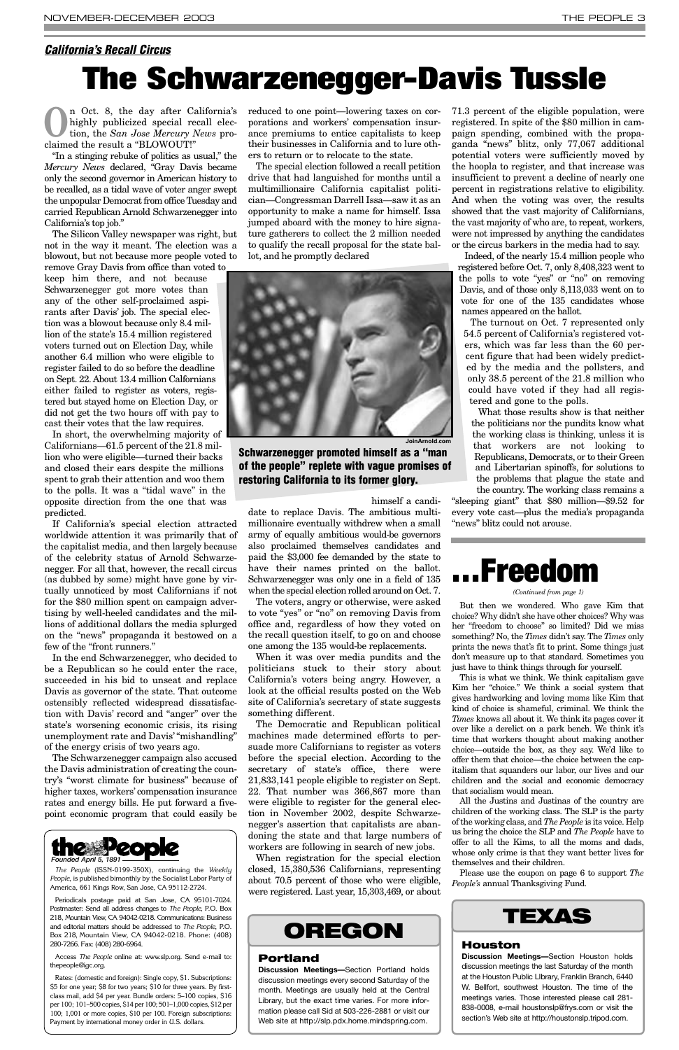*California's Recall Circus*

# The Schwarzenegger-Davis Tussle

On Oct. 8, the day after California's highly publicized special recall election, the *San Jose Mercury News* proclaimed the result a "BLOWOUT!"

"In a stinging rebuke of politics as usual," the *Mercury News* declared, "Gray Davis became only the second governor in American history to be recalled, as a tidal wave of voter anger swept the unpopular Democrat from office Tuesday and carried Republican Arnold Schwarzenegger into California's top job."

The Silicon Valley newspaper was right, but not in the way it meant. The election was a blowout, but not because more people voted to remove Gray Davis from office than voted to keep him there, and not because Schwarzenegger got more votes than any of the other self-proclaimed aspirants after Davis' job. The special election was a blowout because only 8.4 million of the state's 15.4 million registered voters turned out on Election Day, while another 6.4 million who were eligible to register failed to do so before the deadline on Sept. 22. About 13.4 million Californians either failed to register as voters, registered but stayed home on Election Day, or did not get the two hours off with pay to cast their votes that the law requires.

In short, the overwhelming majority of Californians—61.5 percent of the 21.8 million who were eligible—turned their backs and closed their ears despite the millions spent to grab their attention and woo them to the polls. It was a "tidal wave" in the opposite direction from the one that was predicted.

If California's special election attracted worldwide attention it was primarily that of the capitalist media, and then largely because of the celebrity status of Arnold Schwarzenegger. For all that, however, the recall circus (as dubbed by some) might have gone by virtually unnoticed by most Californians if not for the $80 million spent on campaign advertising by well-heeled candidates and the millions of additional dollars the media splurged on the "news" propaganda it bestowed on a few of the "front runners."

In the end Schwarzenegger, who decided to be a Republican so he could enter the race, succeeded in his bid to unseat and replace Davis as governor of the state. That outcome ostensibly reflected widespread dissatisfaction with Davis' record and "anger" over the state's worsening economic crisis, its rising unemployment rate and Davis' "mishandling" of the energy crisis of two years ago.

The Schwarzenegger campaign also accused the Davis administration of creating the country's "worst climate for business" because of higher taxes, workers' compensation insurance rates and energy bills. He put forward a five-point economic program that could easily be reduced to one point—lowering taxes on corporations and workers' compensation insurance premiums to entice capitalists to keep their businesses in California and to lure others to return or to relocate to the state.

The special election followed a recall petition drive that had languished for months until a multimillionaire California capitalist politician—Congressman Darrell Issa—saw it as an opportunity to make a name for himself. Issa jumped aboard with the money to hire signature gatherers to collect the 2 million needed to qualify the recall proposal for the state ballot, and he promptly declared himself a candidate to replace Davis. The ambitious multimillionaire eventually withdrew when a small army of equally ambitious would-be governors also proclaimed themselves candidates and paid the $3,000 fee demanded by the state to have their names printed on the ballot. Schwarzenegger was only one in a field of 135 when the special election rolled around on Oct. 7.

Schwarzenegger promoted himself as a "man of the people" replete with vague promises of restoring California to its former glory.

The voters, angry or otherwise, were asked to vote "yes" or "no" on removing Davis from office and, regardless of how they voted on the recall question itself, to go on and choose one among the 135 would-be replacements.

When it was over media pundits and the politicians stuck to their story about California's voters being angry. However, a look at the official results posted on the Web site of California's secretary of state suggests something different.

The Democratic and Republican political machines made determined efforts to persuade more Californians to register as voters before the special election. According to the secretary of state's office, there were 21,833,141 people eligible to register on Sept. 22. That number was 366,867 more than were eligible to register for the general election in November 2002, despite Schwarzenegger's assertion that capitalists are abandoning the state and that large numbers of workers are following in search of new jobs.

When registration for the special election closed, 15,380,536 Californians, representing about 70.5 percent of those who were eligible, were registered. Last year, 15,303,469, or about 71.3 percent of the eligible population, were registered. In spite of the $80 million in campaign spending, combined with the propaganda "news" blitz, only 77,067 additional potential voters were sufficiently moved by the hoopla to register, and that increase was insufficient to prevent a decline of nearly one percent in registrations relative to eligibility. And when the voting was over, the results showed that the vast majority of Californians, the vast majority of who are, to repeat, workers, were not impressed by anything the candidates or the circus barkers in the media had to say.

Indeed, of the nearly 15.4 million people who registered before Oct. 7, only 8,408,323 went to the polls to vote "yes" or "no" on removing Davis, and of those only 8,113,033 went on to vote for one of the 135 candidates whose names appeared on the ballot.

The turnout on Oct. 7 represented only 54.5 percent of California's registered voters, which was far less than the 60 percent figure that had been widely predicted by the media and the pollsters, and only 38.5 percent of the 21.8 million who could have voted if they had all registered and gone to the polls.

What those results show is that neither the politicians nor the pundits know what the working class is thinking, unless it is that workers are not looking to Republicans, Democrats, or to their Green and Libertarian spinoffs, for solutions to the problems that plague the state and the country. The working class remains a "sleeping giant" that $80 million—$9.52 for every vote cast—plus the media's propaganda "news" blitz could not arouse.

# ...Freedom

*(Continued from page 1)*

But then we wondered. Who gave Kim that choice? Why didn't she have other choices? Why was her "freedom to choose" so limited? Did we miss something? No, the *Times* didn't say. The *Times* only prints the news that's fit to print. Some things just don't measure up to that standard. Sometimes you just have to think things through for yourself.

This is what we think. We think capitalism gave Kim her "choice." We think a social system that gives hardworking and loving moms like Kim that kind of choice is shameful, criminal. We think the *Times* knows all about it. We think its pages cover it over like a derelict on a park bench. We think it's time that workers thought about making another choice—outside the box, as they say. We'd like to offer them that choice—the choice between the capitalism that squanders our labor, our lives and our children and the social and economic democracy that socialism would mean.

All the Justins and Justinas of the country are children of the working class. The SLP is the party of the working class, and *The People* is its voice. Help us bring the choice the SLP and *The People* have to offer to all the Kims, to all the moms and dads, whose only crime is that they want better lives for themselves and their children.

Please use the coupon on page 6 to support *The People's* annual Thanksgiving Fund.

---

**the People**
*Founded April 5, 1891*

*The People* (ISSN-0199-350X), continuing the *Weekly People*, is published bimonthly by the Socialist Labor Party of America, 661 Kings Row, San Jose, CA 95112-2724.

Periodicals postage paid at San Jose, CA 95101-7024. Postmaster: Send all address changes to *The People*, P.O. Box 218, Mountain View, CA 94042-0218. Communications: Business and editorial matters should be addressed to *The People*, P.O. Box 218, Mountain View, CA 94042-0218. Phone: (408) 280-7266. Fax: (408) 280-6964.

Access *The People* online at: www.slp.org. Send e-mail to: thepeople@igc.org.

Rates: (domestic and foreign): Single copy, $1. Subscriptions: $5 for one year; $8 for two years; $10 for three years. By first-class mail, add $4 per year. Bundle orders: 5–100 copies, $16 per 100; 101–500 copies, $14 per 100; 501–1,000 copies, $12 per 100; 1,001 or more copies, $10 per 100. Foreign subscriptions: Payment by international money order in U.S. dollars.

---

## OREGON

### Portland

**Discussion Meetings—**Section Portland holds discussion meetings every second Saturday of the month. Meetings are usually held at the Central Library, but the exact time varies. For more information please call Sid at 503-226-2881 or visit our Web site at http://slp.pdx.home.mindspring.com.

## TEXAS

### Houston

**Discussion Meetings—**Section Houston holds discussion meetings the last Saturday of the month at the Houston Public Library, Franklin Branch, 6440 W. Bellfort, southwest Houston. The time of the meetings varies. Those interested please call 281-838-0008, e-mail houstonslp@frys.com or visit the section's Web site at http://houstonslp.tripod.com.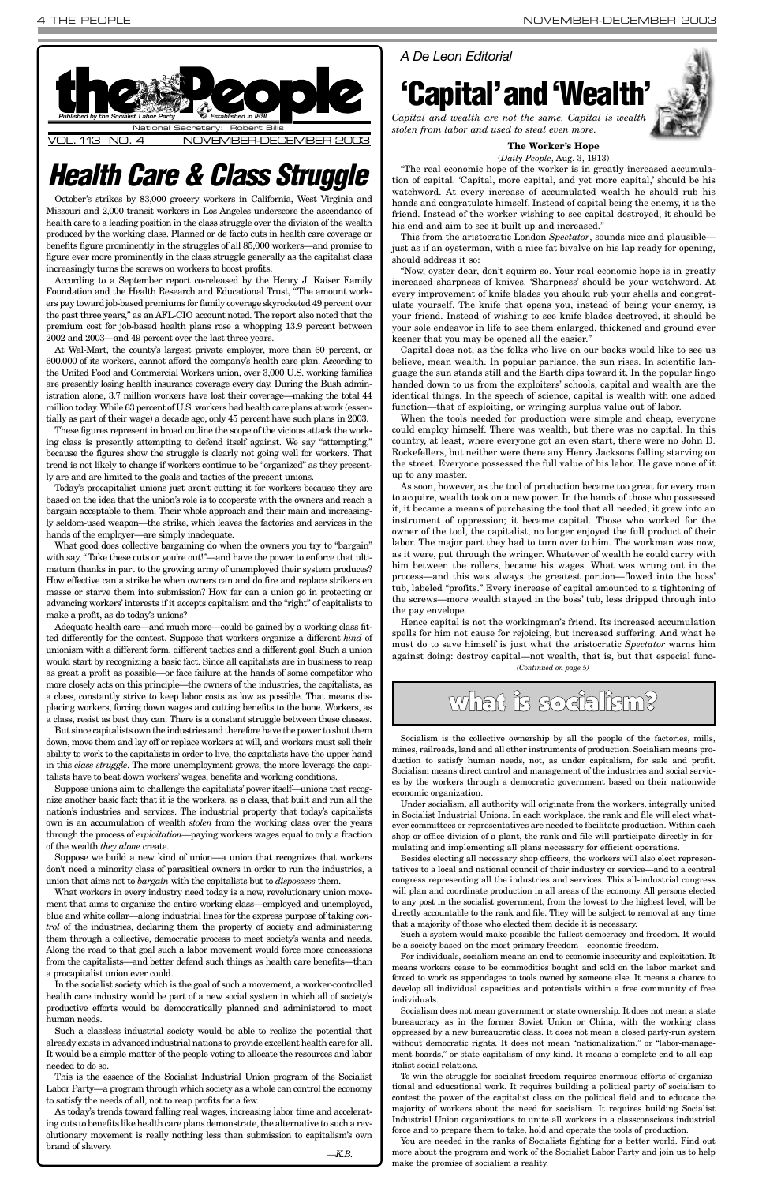# the People

*Published by the Socialist Labor Party* — *Established in 1891*

National Secretary: Robert Bills

VOL. 113 NO. 4 NOVEMBER-DECEMBER 2003

# Health Care & Class Struggle

October's strikes by 83,000 grocery workers in California, West Virginia and Missouri and 2,000 transit workers in Los Angeles underscore the ascendance of health care to a leading position in the class struggle over the division of the wealth produced by the working class. Planned or de facto cuts in health care coverage or benefits figure prominently in the struggles of all 85,000 workers—and promise to figure ever more prominently in the class struggle generally as the capitalist class increasingly turns the screws on workers to boost profits.

According to a September report co-released by the Henry J. Kaiser Family Foundation and the Health Research and Educational Trust, "The amount workers pay toward job-based premiums for family coverage skyrocketed 49 percent over the past three years," as an AFL-CIO account noted. The report also noted that the premium cost for job-based health plans rose a whopping 13.9 percent between 2002 and 2003—and 49 percent over the last three years.

At Wal-Mart, the county's largest private employer, more than 60 percent, or 600,000 of its workers, cannot afford the company's health care plan. According to the United Food and Commercial Workers union, over 3,000 U.S. working families are presently losing health insurance coverage every day. During the Bush administration alone, 3.7 million workers have lost their coverage—making the total 44 million today. While 63 percent of U.S. workers had health care plans at work (essentially as part of their wage) a decade ago, only 45 percent have such plans in 2003.

These figures represent in broad outline the scope of the vicious attack the working class is presently attempting to defend itself against. We say "attempting," because the figures show the struggle is clearly not going well for workers. That trend is not likely to change if workers continue to be "organized" as they presently are and are limited to the goals and tactics of the present unions.

Today's procapitalist unions just aren't cutting it for workers because they are based on the idea that the union's role is to cooperate with the owners and reach a bargain acceptable to them. Their whole approach and their main and increasingly seldom-used weapon—the strike, which leaves the factories and services in the hands of the employer—are simply inadequate.

What good does collective bargaining do when the owners you try to "bargain" with say, "Take these cuts or you're out!"—and have the power to enforce that ultimatum thanks in part to the growing army of unemployed their system produces? How effective can a strike be when owners can and do fire and replace strikers en masse or starve them into submission? How far can a union go in protecting or advancing workers' interests if it accepts capitalism and the "right" of capitalists to make a profit, as do today's unions?

Adequate health care—and much more—could be gained by a working class fitted differently for the contest. Suppose that workers organize a different *kind* of unionism with a different form, different tactics and a different goal. Such a union would start by recognizing a basic fact. Since all capitalists are in business to reap as great a profit as possible—or face failure at the hands of some competitor who more closely acts on this principle—the owners of the industries, the capitalists, as a class, constantly strive to keep labor costs as low as possible. That means displacing workers, forcing down wages and cutting benefits to the bone. Workers, as a class, resist as best they can. There is a constant struggle between these classes.

But since capitalists own the industries and therefore have the power to shut them down, move them and lay off or replace workers at will, and workers must sell their ability to work to the capitalists in order to live, the capitalists have the upper hand in this *class struggle*. The more unemployment grows, the more leverage the capitalists have to beat down workers' wages, benefits and working conditions.

Suppose unions aim to challenge the capitalists' power itself—unions that recognize another basic fact: that it is the workers, as a class, that built and run all the nation's industries and services. The industrial property that today's capitalists own is an accumulation of wealth *stolen* from the working class over the years through the process of *exploitation*—paying workers wages equal to only a fraction of the wealth *they alone* create.

Suppose we build a new kind of union—a union that recognizes that workers don't need a minority class of parasitical owners in order to run the industries, a union that aims not to *bargain* with the capitalists but to *dispossess* them.

What workers in every industry need today is a new, revolutionary union movement that aims to organize the entire working class—employed and unemployed, blue and white collar—along industrial lines for the express purpose of taking *control* of the industries, declaring them the property of society and administering them through a collective, democratic process to meet society's wants and needs. Along the road to that goal such a labor movement would force more concessions from the capitalists—and better defend such things as health care benefits—than a procapitalist union ever could.

In the socialist society which is the goal of such a movement, a worker-controlled health care industry would be part of a new social system in which all of society's productive efforts would be democratically planned and administered to meet human needs.

Such a classless industrial society would be able to realize the potential that already exists in advanced industrial nations to provide excellent health care for all. It would be a simple matter of the people voting to allocate the resources and labor needed to do so.

This is the essence of the Socialist Industrial Union program of the Socialist Labor Party—a program through which society as a whole can control the economy to satisfy the needs of all, not to reap profits for a few.

As today's trends toward falling real wages, increasing labor time and accelerating cuts to benefits like health care plans demonstrate, the alternative to such a revolutionary movement is really nothing less than submission to capitalism's own brand of slavery.

—*K.B.*

*A De Leon Editorial*

# 'Capital' and 'Wealth'

*Capital and wealth are not the same. Capital is wealth stolen from labor and used to steal even more.*

**The Worker's Hope**

(*Daily People*, Aug. 3, 1913)

"The real economic hope of the worker is in greatly increased accumulation of capital. 'Capital, more capital, and yet more capital,' should be his watchword. At every increase of accumulated wealth he should rub his hands and congratulate himself. Instead of capital being the enemy, it is the friend. Instead of the worker wishing to see capital destroyed, it should be his end and aim to see it built up and increased."

This from the aristocratic London *Spectator*, sounds nice and plausible—just as if an oysterman, with a nice fat bivalve on his lap ready for opening, should address it so:

"Now, oyster dear, don't squirm so. Your real economic hope is in greatly increased sharpness of knives. 'Sharpness' should be your watchword. At every improvement of knife blades you should rub your shells and congratulate yourself. The knife that opens you, instead of being your enemy, is your friend. Instead of wishing to see knife blades destroyed, it should be your sole endeavor in life to see them enlarged, thickened and ground ever keener that you may be opened all the easier."

Capital does not, as the folks who live on our backs would like to see us believe, mean wealth. In popular parlance, the sun rises. In scientific language the sun stands still and the Earth dips toward it. In the popular lingo handed down to us from the exploiters' schools, capital and wealth are the identical things. In the speech of science, capital is wealth with one added function—that of exploiting, or wringing surplus value out of labor.

When the tools needed for production were simple and cheap, everyone could employ himself. There was wealth, but there was no capital. In this country, at least, where everyone got an even start, there were no John D. Rockefellers, but neither were there any Henry Jacksons falling starving on the street. Everyone possessed the full value of his labor. He gave none of it up to any master.

As soon, however, as the tool of production became too great for every man to acquire, wealth took on a new power. In the hands of those who possessed it, it became a means of purchasing the tool that all needed; it grew into an instrument of oppression; it became capital. Those who worked for the owner of the tool, the capitalist, no longer enjoyed the full product of their labor. The major part they had to turn over to him. The workman was now, as it were, put through the wringer. Whatever of wealth he could carry with him between the rollers, became his wages. What was wrung out in the process—and this was always the greatest portion—flowed into the boss' tub, labeled "profits." Every increase of capital amounted to a tightening of the screws—more wealth stayed in the boss' tub, less dripped through into the pay envelope.

Hence capital is not the workingman's friend. Its increased accumulation spells for him not cause for rejoicing, but increased suffering. And what he must do to save himself is just what the aristocratic *Spectator* warns him against doing: destroy capital—not wealth, that is, but that especial func-

*(Continued on page 5)*

# what is socialism?

Socialism is the collective ownership by all the people of the factories, mills, mines, railroads, land and all other instruments of production. Socialism means production to satisfy human needs, not, as under capitalism, for sale and profit. Socialism means direct control and management of the industries and social services by the workers through a democratic government based on their nationwide economic organization.

Under socialism, all authority will originate from the workers, integrally united in Socialist Industrial Unions. In each workplace, the rank and file will elect whatever committees or representatives are needed to facilitate production. Within each shop or office division of a plant, the rank and file will participate directly in formulating and implementing all plans necessary for efficient operations.

Besides electing all necessary shop officers, the workers will also elect representatives to a local and national council of their industry or service—and to a central congress representing all the industries and services. This all-industrial congress will plan and coordinate production in all areas of the economy. All persons elected to any post in the socialist government, from the lowest to the highest level, will be directly accountable to the rank and file. They will be subject to removal at any time that a majority of those who elected them decide it is necessary.

Such a system would make possible the fullest democracy and freedom. It would be a society based on the most primary freedom—economic freedom.

For individuals, socialism means an end to economic insecurity and exploitation. It means workers cease to be commodities bought and sold on the labor market and forced to work as appendages to tools owned by someone else. It means a chance to develop all individual capacities and potentials within a free community of free individuals.

Socialism does not mean government or state ownership. It does not mean a state bureaucracy as in the former Soviet Union or China, with the working class oppressed by a new bureaucratic class. It does not mean a closed party-run system without democratic rights. It does not mean "nationalization," or "labor-management boards," or state capitalism of any kind. It means a complete end to all capitalist social relations.

To win the struggle for socialist freedom requires enormous efforts of organizational and educational work. It requires building a political party of socialism to contest the power of the capitalist class on the political field and to educate the majority of workers about the need for socialism. It requires building Socialist Industrial Union organizations to unite all workers in a classconscious industrial force and to prepare them to take, hold and operate the tools of production.

You are needed in the ranks of Socialists fighting for a better world. Find out more about the program and work of the Socialist Labor Party and join us to help make the promise of socialism a reality.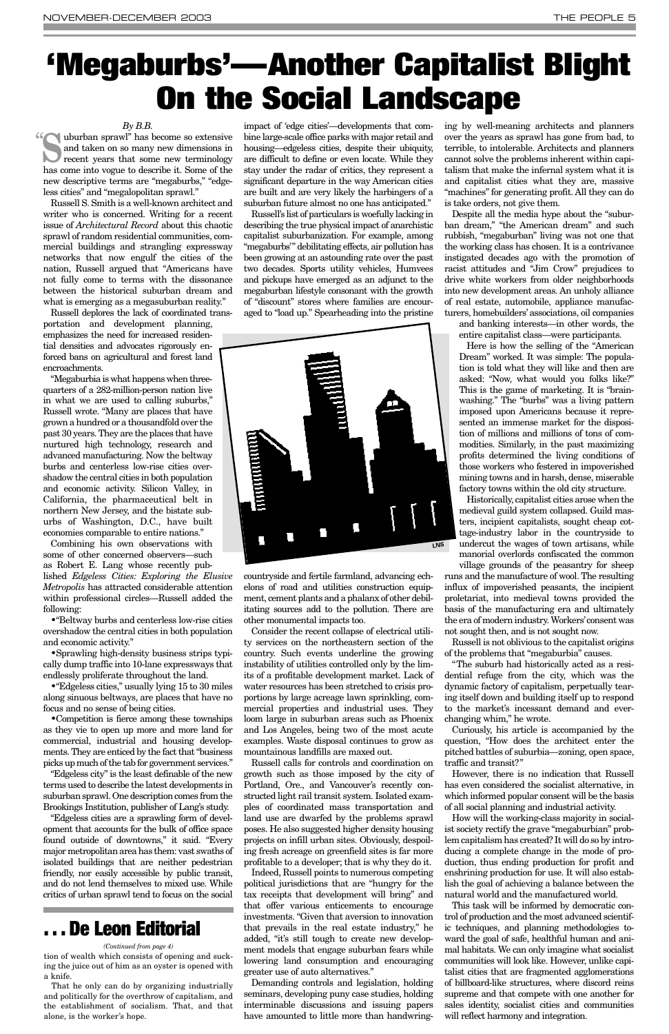# 'Megaburbs'—Another Capitalist Blight On the Social Landscape

*By B.B.*

"Suburban sprawl" has become so extensive and taken on so many new dimensions in recent years that some new terminology has come into vogue to describe it. Some of the new descriptive terms are "megaburbs," "edgeless cities" and "megalopolitan sprawl."

Russell S. Smith is a well-known architect and writer who is concerned. Writing for a recent issue of *Architectural Record* about this chaotic sprawl of random residential communities, commercial buildings and strangling expressway networks that now engulf the cities of the nation, Russell argued that "Americans have not fully come to terms with the dissonance between the historical suburban dream and what is emerging as a megasuburban reality."

Russell deplores the lack of coordinated transportation and development planning, emphasizes the need for increased residential densities and advocates rigorously enforced bans on agricultural and forest land encroachments.

"Megaburbia is what happens when three-quarters of a 282-million-person nation live in what we are used to calling suburbs," Russell wrote. "Many are places that have grown a hundred or a thousandfold over the past 30 years. They are the places that have nurtured high technology, research and advanced manufacturing. Now the beltway burbs and centerless low-rise cities overshadow the central cities in both population and economic activity. Silicon Valley, in California, the pharmaceutical belt in northern New Jersey, and the bistate suburbs of Washington, D.C., have built economies comparable to entire nations."

Combining his own observations with some of other concerned observers—such as Robert E. Lang whose recently published *Edgeless Cities: Exploring the Elusive Metropolis* has attracted considerable attention within professional circles—Russell added the following:

- "Beltway burbs and centerless low-rise cities overshadow the central cities in both population and economic activity."
- Sprawling high-density business strips typically dump traffic into 10-lane expressways that endlessly proliferate throughout the land.
- "Edgeless cities," usually lying 15 to 30 miles along sinuous beltways, are places that have no focus and no sense of being cities.
- Competition is fierce among these townships as they vie to open up more and more land for commercial, industrial and housing developments. They are enticed by the fact that "business picks up much of the tab for government services."

"Edgeless city" is the least definable of the new terms used to describe the latest developments in suburban sprawl. One description comes from the Brookings Institution, publisher of Lang's study.

"Edgeless cities are a sprawling form of development that accounts for the bulk of office space found outside of downtowns," it said. "Every major metropolitan area has them: vast swaths of isolated buildings that are neither pedestrian friendly, nor easily accessible by public transit, and do not lend themselves to mixed use. While critics of urban sprawl tend to focus on the social impact of 'edge cities'—developments that combine large-scale office parks with major retail and housing—edgeless cities, despite their ubiquity, are difficult to define or even locate. While they stay under the radar of critics, they represent a significant departure in the way American cities are built and are very likely the harbingers of a suburban future almost no one has anticipated."

Russell's list of particulars is woefully lacking in describing the true physical impact of anarchistic capitalist suburbanization. For example, among "megaburbs'" debilitating effects, air pollution has been growing at an astounding rate over the past two decades. Sports utility vehicles, Humvees and pickups have emerged as an adjunct to the megaburban lifestyle consonant with the growth of "discount" stores where families are encouraged to "load up." Spearheading into the pristine countryside and fertile farmland, advancing echelons of road and utilities construction equipment, cement plants and a phalanx of other debilitating sources add to the pollution. There are other monumental impacts too.

Consider the recent collapse of electrical utility services on the northeastern section of the country. Such events underline the growing instability of utilities controlled only by the limits of a profitable development market. Lack of water resources has been stretched to crisis proportions by large acreage lawn sprinkling, commercial properties and industrial uses. They loom large in suburban areas such as Phoenix and Los Angeles, being two of the most acute examples. Waste disposal continues to grow as mountainous landfills are maxed out.

Russell calls for controls and coordination on growth such as those imposed by the city of Portland, Ore., and Vancouver's recently constructed light rail transit system. Isolated examples of coordinated mass transportation and land use are dwarfed by the problems sprawl poses. He also suggested higher density housing projects on infill urban sites. Obviously, despoiling fresh acreage on greenfield sites is far more profitable to a developer; that is why they do it.

Indeed, Russell points to numerous competing political jurisdictions that are "hungry for the tax receipts that development will bring" and that offer various enticements to encourage investments. "Given that aversion to innovation that prevails in the real estate industry," he added, "it's still tough to create new development models that engage suburban fears while lowering land consumption and encouraging greater use of auto alternatives."

Demanding controls and legislation, holding seminars, developing puny case studies, holding interminable discussions and issuing papers have amounted to little more than handwringing by well-meaning architects and planners over the years as sprawl has gone from bad, to terrible, to intolerable. Architects and planners cannot solve the problems inherent within capitalism that make the infernal system what it is and capitalist cities what they are, massive "machines" for generating profit. All they can do is take orders, not give them.

Despite all the media hype about the "suburban dream," "the American dream" and such rubbish, "megaburban" living was not one that the working class has chosen. It is a contrivance instigated decades ago with the promotion of racist attitudes and "Jim Crow" prejudices to drive white workers from older neighborhoods into new development areas. An unholy alliance of real estate, automobile, appliance manufacturers, homebuilders' associations, oil companies and banking interests—in other words, the entire capitalist class—were participants.

Here is how the selling of the "American Dream" worked. It was simple: The population is told what they will like and then are asked: "Now, what would you folks like?" This is the game of marketing. It is "brainwashing." The "burbs" was a living pattern imposed upon Americans because it represented an immense market for the disposition of millions and millions of tons of commodities. Similarly, in the past maximizing profits determined the living conditions of those workers who festered in impoverished mining towns and in harsh, dense, miserable factory towns within the old city structure.

Historically, capitalist cities arose when the medieval guild system collapsed. Guild masters, incipient capitalists, sought cheap cottage-industry labor in the countryside to undercut the wages of town artisans, while manorial overlords confiscated the common village grounds of the peasantry for sheep runs and the manufacture of wool. The resulting influx of impoverished peasants, the incipient proletariat, into medieval towns provided the basis of the manufacturing era and ultimately the era of modern industry. Workers' consent was not sought then, and is not sought now.

Russell is not oblivious to the capitalist origins of the problems that "megaburbia" causes.

"The suburb had historically acted as a residential refuge from the city, which was the dynamic factory of capitalism, perpetually tearing itself down and building itself up to respond to the market's incessant demand and ever-changing whim," he wrote.

Curiously, his article is accompanied by the question, "How does the architect enter the pitched battles of suburbia—zoning, open space, traffic and transit?"

However, there is no indication that Russell has even considered the socialist alternative, in which informed popular consent will be the basis of all social planning and industrial activity.

How will the working-class majority in socialist society rectify the grave "megaburbian" problem capitalism has created? It will do so by introducing a complete change in the mode of production, thus ending production for profit and enshrining production for use. It will also establish the goal of achieving a balance between the natural world and the manufactured world.

This task will be informed by democratic control of production and the most advanced scientific techniques, and planning methodologies toward the goal of safe, healthful human and animal habitats. We can only imagine what socialist communities will look like. However, unlike capitalist cities that are fragmented agglomerations of billboard-like structures, where discord reins supreme and that compete with one another for sales identity, socialist cities and communities will reflect harmony and integration.

## . . . De Leon Editorial

*(Continued from page 4)*

tion of wealth which consists of opening and sucking the juice out of him as an oyster is opened with a knife.

That he only can do by organizing industrially and politically for the overthrow of capitalism, and the establishment of socialism. That, and that alone, is the worker's hope.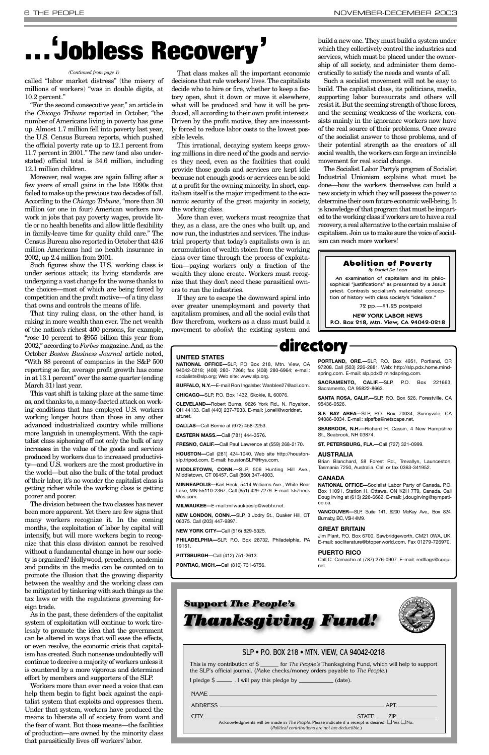# . . . 'Jobless Recovery'

*(Continued from page 1)*

called "labor market distress" (the misery of millions of workers) "was in double digits, at 10.2 percent."

"For the second consecutive year," an article in the *Chicago Tribune* reported in October, "the number of Americans living in poverty has gone up. Almost 1.7 million fell into poverty last year, the U.S. Census Bureau reports, which pushed the official poverty rate up to 12.1 percent from 11.7 percent in 2001." The new (and also understated) official total is 34.6 million, including 12.1 million children.

Moreover, real wages are again falling after a few years of small gains in the late 1990s that failed to make up the previous two decades of fall. According to the *Chicago Tribune*, "more than 30 million (or one in four) American workers now work in jobs that pay poverty wages, provide little or no health benefits and allow little flexibility in family-leave time for quality child care." The Census Bureau also reported in October that 43.6 million Americans had no health insurance in 2002, up 2.4 million from 2001.

Such figures show the U.S. working class is under serious attack; its living standards are undergoing a vast change for the worse thanks to the choices—most of which are being forced by competition and the profit motive—of a tiny class that owns and controls the means of life.

That tiny ruling class, on the other hand, is raking in more wealth than ever. The net wealth of the nation's richest 400 persons, for example, "rose 10 percent to $955 billion this year from 2002," according to *Forbes* magazine. And, as the October *Boston Business Journal* article noted, "With 88 percent of companies in the S&P 500 reporting so far, average profit growth has come in at 13.1 percent" over the same quarter (ending March 31) last year.

This vast shift is taking place at the same time as, and thanks to, a many-faceted attack on working conditions that has employed U.S. workers working longer hours than those in any other advanced industrialized country while millions more languish in unemployment. With the capitalist class siphoning off not only the bulk of any increases in the value of the goods and services produced by workers due to increased productivity—and U.S. workers are the most productive in the world—but also the bulk of the total product of their labor, it's no wonder the capitalist class is getting richer while the working class is getting poorer and poorer.

The division between the two classes has never been more apparent. Yet there are few signs that many workers recognize it. In the coming months, the exploitation of labor by capital will intensify, but will more workers begin to recognize that this class division cannot be resolved without a fundamental change in how our society is organized? Hollywood, preachers, academia and pundits in the media can be counted on to promote the illusion that the growing disparity between the wealthy and the working class can be mitigated by tinkering with such things as the tax laws or with the regulations governing foreign trade.

As in the past, these defenders of the capitalist system of exploitation will continue to work tirelessly to promote the idea that the government can be altered in ways that will ease the effects, or even resolve, the economic crisis that capitalism has created. Such nonsense undoubtedly will continue to deceive a majority of workers unless it is countered by a more vigorous and determined effort by members and supporters of the SLP.

Workers more than ever need a voice that can help them begin to fight back against the capitalist system that exploits and oppresses them. Under that system, workers have produced the means to liberate all of society from want and the fear of want. But those means—the facilities of production—are owned by the minority class that parasitically lives off workers' labor.

That class makes all the important economic decisions that rule workers' lives. The capitalists decide who to hire or fire, whether to keep a factory open, shut it down or move it elsewhere, what will be produced and how it will be produced, all according to their own profit interests. Driven by the profit motive, they are incessantly forced to reduce labor costs to the lowest possible levels.

This irrational, decaying system keeps growing millions in dire need of the goods and services they need, even as the facilities that could provide those goods and services are kept idle because not enough goods or services can be sold at a profit for the owning minority. In short, capitalism itself is the major impediment to the economic security of the great majority in society, the working class.

More than ever, workers must recognize that they, as a class, are the ones who built up, and now run, the industries and services. The industrial property that today's capitalists own is an accumulation of wealth stolen from the working class over time through the process of exploitation—paying workers only a fraction of the wealth they alone create. Workers must recognize that they don't need these parasitical owners to run the industries.

If they are to escape the downward spiral into ever greater unemployment and poverty that capitalism promises, and all the social evils that flow therefrom, workers as a class must build a movement to *abolish* the existing system and build a new one. They must build a system under which they collectively control the industries and services, which must be placed under the ownership of all society, and administer them democratically to satisfy the needs and wants of all.

Such a socialist movement will not be easy to build. The capitalist class, its politicians, media, supporting labor bureaucrats and others will resist it. But the seeming strength of those forces, and the seeming weakness of the workers, consists mainly in the ignorance workers now have of the real source of their problems. Once aware of the socialist answer to those problems, and of their potential strength as the creators of all social wealth, the workers can forge an invincible movement for real social change.

The Socialist Labor Party's program of Socialist Industrial Unionism explains what must be done—how the workers themselves can build a new society in which they will possess the power to determine their own future economic well-being. It is knowledge of that program that must be imparted to the working class if workers are to have a real recovery, a real alternative to the certain malaise of capitalism. Join us to make sure the voice of socialism can reach more workers!

---

**Abolition of Poverty**
*By Daniel De Leon*

An examination of capitalism and its philosophical "justifications" as presented by a Jesuit priest. Contrasts socialism's materialist conception of history with class society's "idealism."

72 pp.—$1.25 postpaid

**NEW YORK LABOR NEWS**
**P.O. Box 218, Mtn. View, CA 94042-0218**

---

## directory

### UNITED STATES

**NATIONAL OFFICE—**SLP, PO Box 218, Mtn. View, CA 94042-0218; (408) 280- 7266; fax (408) 280-6964; e-mail: socialists@slp.org; Web site: www.slp.org.

**BUFFALO, N.Y.—**E-mail Ron Ingalsbe: Wanblee27@aol.com.

**CHICAGO—**SLP, P.O. Box 1432, Skokie, IL 60076.

**CLEVELAND—**Robert Burns, 9626 York Rd., N. Royalton, OH 44133. Call (440) 237-7933. E-mail: j.oneil@worldnet.att.net.

**DALLAS—**Call Bernie at (972) 458-2253.

**EASTERN MASS.—**Call (781) 444-3576.

**FRESNO, CALIF.—**Call Paul Lawrence at (559) 268-2170.

**HOUSTON—**Call (281) 424-1040. Web site http://houston-slp.tripod.com. E-mail: houstonSLP@frys.com.

**MIDDLETOWN, CONN.—**SLP, 506 Hunting Hill Ave., Middletown, CT 06457. Call (860) 347-4003.

**MINNEAPOLIS—**Karl Heck, 5414 Williams Ave., White Bear Lake, MN 55110-2367. Call (651) 429-7279. E-mail: k57heck@cs.com.

**MILWAUKEE—**E-mail:milwaukeeslp@webtv.net.

**NEW LONDON, CONN.—**SLP, 3 Jodry St., Quaker Hill, CT 06375. Call (203) 447-9897.

**NEW YORK CITY—**Call (516) 829-5325.

**PHILADELPHIA—**SLP, P.O. Box 28732, Philadelphia, PA 19151.

**PITTSBURGH—**Call (412) 751-2613.

**PONTIAC, MICH.—**Call (810) 731-6756.

**PORTLAND, ORE.—**SLP, P.O. Box 4951, Portland, OR 97208. Call (503) 226-2881. Web: http://slp.pdx.home.mindspring.com. E-mail: slp.pdx@ mindspring.com.

**SACRAMENTO, CALIF.—**SLP, P.O. Box 221663, Sacramento, CA 95822-8663.

**SANTA ROSA, CALIF.—**SLP, P.O. Box 526, Forestville, CA 95436-0526.

**S.F. BAY AREA—**SLP, P.O. Box 70034, Sunnyvale, CA 94086-0034. E-mail: slpsfba@netscape.net.

**SEABROOK, N.H.—**Richard H. Cassin, 4 New Hampshire St., Seabrook, NH 03874.

**ST. PETERSBURG, FLA.—**Call (727) 321-0999.

### AUSTRALIA

Brian Blanchard, 58 Forest Rd., Trevallyn, Launceston, Tasmania 7250, Australia. Call or fax 0363-341952.

### CANADA

**NATIONAL OFFICE—**Socialist Labor Party of Canada, P.O. Box 11091, Station H, Ottawa, ON K2H 7T9, Canada. Call Doug Irving at (613) 226-6682. E-mail: j.dougirving@sympatico.ca.

**VANCOUVER—**SLP, Suite 141, 6200 McKay Ave., Box 824, Burnaby, BC, V5H 4M9.

### GREAT BRITAIN

Jim Plant, P.O. Box 6700, Sawbridgeworth, CM21 0WA, UK. E-mail: socliterature@btopenworld.com. Fax 01279-726970.

### PUERTO RICO

Call C. Camacho at (787) 276-0907. E-mail: redflags@coqui.net.

---

**Support *The People's***
## *Thanksgiving Fund!*

SLP • P.O. BOX 218 • MTN. VIEW, CA 94042-0218

This is my contribution of $ ______ for *The People's* Thanksgiving Fund, which will help to support the SLP's official journal. (Make checks/money orders payable to *The People*.)

I pledge $ ______ . I will pay this pledge by ____________ (date).

NAME ______________________________________________

ADDRESS ____________________________________ APT. ________

CITY ______________________________ STATE ____ ZIP ________

Acknowledgments will be made in *The People*. Please indicate if a receipt is desired: ☐ Yes ☐ No.

(*Political contributions are not tax deductible.*)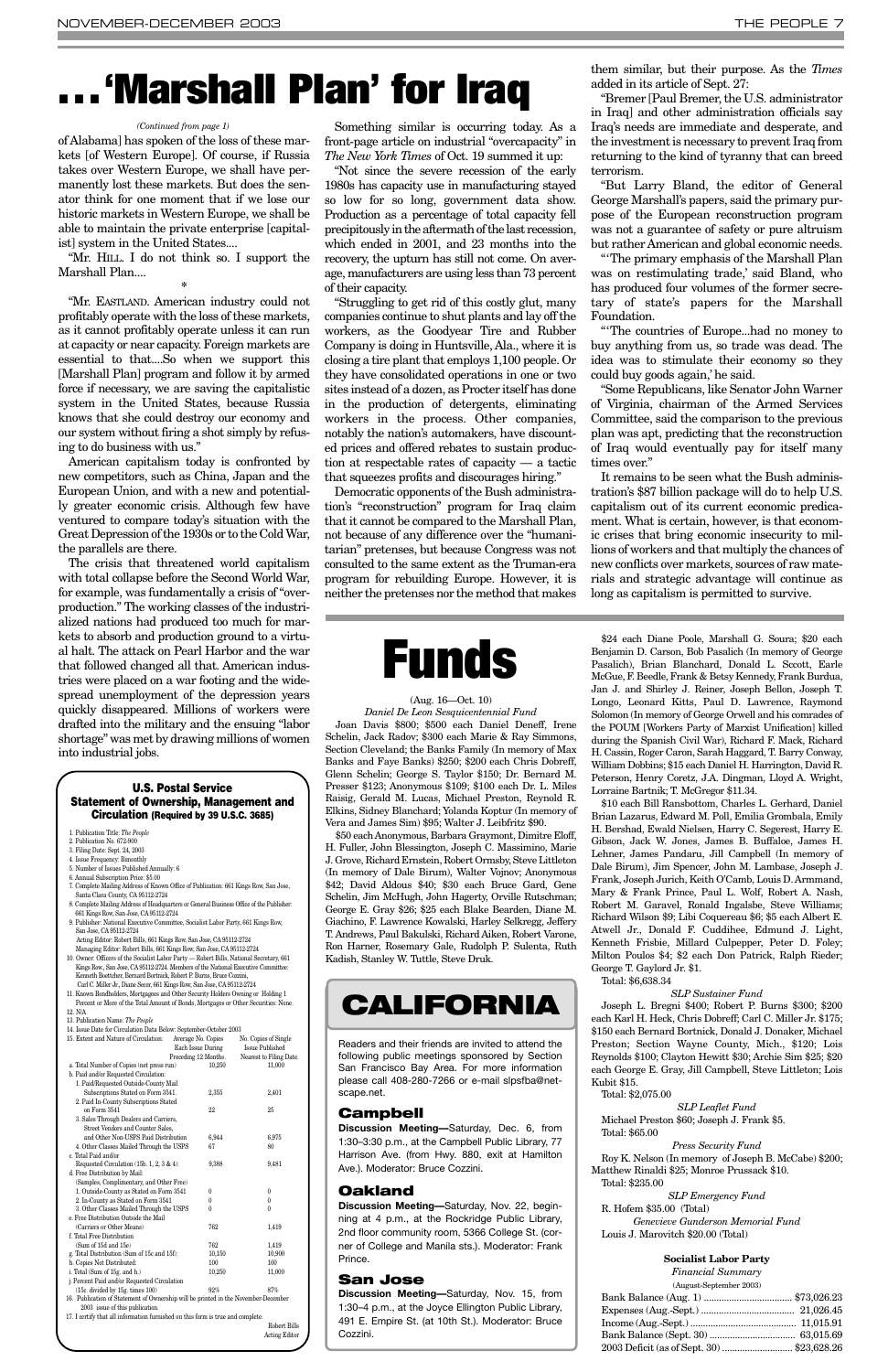# . . . 'Marshall Plan' for Iraq

*(Continued from page 1)*

of Alabama] has spoken of the loss of these markets [of Western Europe]. Of course, if Russia takes over Western Europe, we shall have permanently lost these markets. But does the senator think for one moment that if we lose our historic markets in Western Europe, we shall be able to maintain the private enterprise [capitalist] system in the United States....

"Mr. HILL. I do not think so. I support the Marshall Plan....

*

"Mr. EASTLAND. American industry could not profitably operate with the loss of these markets, as it cannot profitably operate unless it can run at capacity or near capacity. Foreign markets are essential to that....So when we support this [Marshall Plan] program and follow it by armed force if necessary, we are saving the capitalistic system in the United States, because Russia knows that she could destroy our economy and our system without firing a shot simply by refusing to do business with us."

American capitalism today is confronted by new competitors, such as China, Japan and the European Union, and with a new and potentially greater economic crisis. Although few have ventured to compare today's situation with the Great Depression of the 1930s or to the Cold War, the parallels are there.

The crisis that threatened world capitalism with total collapse before the Second World War, for example, was fundamentally a crisis of "overproduction." The working classes of the industrialized nations had produced too much for markets to absorb and production ground to a virtual halt. The attack on Pearl Harbor and the war that followed changed all that. American industries were placed on a war footing and the widespread unemployment of the depression years quickly disappeared. Millions of workers were drafted into the military and the ensuing "labor shortage" was met by drawing millions of women into industrial jobs.

Something similar is occurring today. As a front-page article on industrial "overcapacity" in *The New York Times* of Oct. 19 summed it up:

"Not since the severe recession of the early 1980s has capacity use in manufacturing stayed so low for so long, government data show. Production as a percentage of total capacity fell precipitously in the aftermath of the last recession, which ended in 2001, and 23 months into the recovery, the upturn has still not come. On average, manufacturers are using less than 73 percent of their capacity.

"Struggling to get rid of this costly glut, many companies continue to shut plants and lay off the workers, as the Goodyear Tire and Rubber Company is doing in Huntsville, Ala., where it is closing a tire plant that employs 1,100 people. Or they have consolidated operations in one or two sites instead of a dozen, as Procter itself has done in the production of detergents, eliminating workers in the process. Other companies, notably the nation's automakers, have discounted prices and offered rebates to sustain production at respectable rates of capacity — a tactic that squeezes profits and discourages hiring."

Democratic opponents of the Bush administration's "reconstruction" program for Iraq claim that it cannot be compared to the Marshall Plan, not because of any difference over the "humanitarian" pretenses, but because Congress was not consulted to the same extent as the Truman-era program for rebuilding Europe. However, it is neither the pretenses nor the method that makes them similar, but their purpose. As the *Times* added in its article of Sept. 27:

"Bremer [Paul Bremer, the U.S. administrator in Iraq] and other administration officials say Iraq's needs are immediate and desperate, and the investment is necessary to prevent Iraq from returning to the kind of tyranny that can breed terrorism.

"But Larry Bland, the editor of General George Marshall's papers, said the primary purpose of the European reconstruction program was not a guarantee of safety or pure altruism but rather American and global economic needs.

"'The primary emphasis of the Marshall Plan was on restimulating trade,' said Bland, who has produced four volumes of the former secretary of state's papers for the Marshall Foundation.

"'The countries of Europe...had no money to buy anything from us, so trade was dead. The idea was to stimulate their economy so they could buy goods again,' he said.

"Some Republicans, like Senator John Warner of Virginia, chairman of the Armed Services Committee, said the comparison to the previous plan was apt, predicting that the reconstruction of Iraq would eventually pay for itself many times over."

It remains to be seen what the Bush administration's $87 billion package will do to help U.S. capitalism out of its current economic predicament. What is certain, however, is that economic crises that bring economic insecurity to millions of workers and that multiply the chances of new conflicts over markets, sources of raw materials and strategic advantage will continue as long as capitalism is permitted to survive.

## U.S. Postal Service Statement of Ownership, Management and Circulation (Required by 39 U.S.C. 3685)

1. Publication Title: *The People*
2. Publication No. 672-900
3. Filing Date: Sept. 24, 2003
4. Issue Frequency: Bimonthly
5. Number of Issues Published Annually: 6
6. Annual Subscription Price: $5.00
7. Complete Mailing Address of Known Office of Publication: 661 Kings Row, San Jose, Santa Clara County, CA 95112-2724
8. Complete Mailing Address of Headquarters or General Business Office of the Publisher: 661 Kings Row, San Jose, CA 95112-2724
9. Publisher: National Executive Committee, Socialist Labor Party, 661 Kings Row, San Jose, CA 95112-2724
   Acting Editor: Robert Bills, 661 Kings Row, San Jose, CA 95112-2724
   Managing Editor: Robert Bills, 661 Kings Row, San Jose, CA 95112-2724
10. Owner: Officers of the Socialist Labor Party — Robert Bills, National Secretary, 661 Kings Row, San Jose, CA 95112-2724. Members of the National Executive Committee: Kenneth Boettcher, Bernard Bortnick, Robert P. Burns, Bruce Cozzini, Carl C. Miller Jr., Diane Secor, 661 Kings Row, San Jose, CA 95112-2724
11. Known Bondholders, Mortgagees and Other Security Holders Owning or Holding 1 Percent or More of the Total Amount of Bonds, Mortgages or Other Securities: None.
12. N/A
13. Publication Name: *The People*
14. Issue Date for Circulation Data Below: September-October 2003

| 15. Extent and Nature of Circulation: | Average No. Copies Each Issue During Preceding 12 Months | No. Copies of Single Issue Published Nearest to Filing Date |
|---|---|---|
| a. Total Number of Copies (net press run) | 10,250 | 11,000 |
| b. Paid and/or Requested Circulation: | | |
| 1. Paid/Requested Outside-County Mail Subscriptions Stated on Form 3541 | 2,355 | 2,401 |
| 2. Paid In-County Subscriptions Stated on Form 3541 | 22 | 25 |
| 3. Sales Through Dealers and Carriers, Street Vendors and Counter Sales, and Other Non-USPS Paid Distribution | 6,944 | 6,975 |
| 4. Other Classes Mailed Through the USPS | 67 | 80 |
| c. Total Paid and/or Requested Circulation (15b. 1, 2, 3 & 4): | 9,388 | 9,481 |
| d. Free Distribution by Mail: (Samples, Complimentary, and Other Free) | | |
| 1. Outside-County as Stated on Form 3541 | 0 | 0 |
| 2. In-County as Stated on Form 3541 | 0 | 0 |
| 3. Other Classes Mailed Through the USPS | 0 | 0 |
| e. Free Distribution Outside the Mail (Carriers or Other Means) | 762 | 1,419 |
| f. Total Free Distribution (Sum of 15d and 15e) | 762 | 1,419 |
| g. Total Distribution (Sum of 15c and 15f): | 10,150 | 10,900 |
| h. Copies Not Distributed: | 100 | 100 |
| i. Total (Sum of 15g. and h.) | 10,250 | 11,000 |
| j. Percent Paid and/or Requested Circulation (15c. divided by 15g. times 100) | 92% | 87% |

16. Publication of Statement of Ownership will be printed in the November-December 2003 issue of this publication.
17. I certify that all information furnished on this form is true and complete.

Robert Bills
Acting Editor

# Funds

(Aug. 16—Oct. 10)

*Daniel De Leon Sesquicentennial Fund*

Joan Davis $800; $500 each Daniel Deneff, Irene Schelin, Jack Radov; $300 each Marie & Ray Simmons, Section Cleveland; the Banks Family (In memory of Max Banks and Faye Banks) $250; $200 each Chris Dobreff, Glenn Schelin; George S. Taylor $150; Dr. Bernard M. Presser $123; Anonymous $109; $100 each Dr. L. Miles Raisig, Gerald M. Lucas, Michael Preston, Reynold R. Elkins, Sidney Blanchard; Yolanda Koptur (In memory of Vera and James Sim) $95; Walter J. Leibfritz $90.

$50 each Anonymous, Barbara Graymont, Dimitre Eloff, H. Fuller, John Blessington, Joseph C. Massimino, Marie J. Grove, Richard Ernstein, Robert Ormsby, Steve Littleton (In memory of Dale Birum), Walter Vojnov; Anonymous $42; David Aldous $40; $30 each Bruce Gard, Gene Schelin, Jim McHugh, John Hagerty, Orville Rutschman; George E. Gray $26; $25 each Blake Bearden, Diane M. Giachino, F. Lawrence Kowalski, Harley Selkregg, Jeffery T. Andrews, Paul Bakulski, Richard Aiken, Robert Varone, Ron Harner, Rosemary Gale, Rudolph P. Sulenta, Ruth Kadish, Stanley W. Tuttle, Steve Druk.

$24 each Diane Poole, Marshall G. Soura; $20 each Benjamin D. Carson, Bob Pasalich (In memory of George Pasalich), Brian Blanchard, Donald L. Scott, Earle McGue, F. Beedle, Frank & Betsy Kennedy, Frank Burdua, Jan J. and Shirley J. Reiner, Joseph Bellon, Joseph T. Longo, Leonard Kitts, Paul D. Lawrence, Raymond Solomon (In memory of George Orwell and his comrades of the POUM [Workers Party of Marxist Unification] killed during the Spanish Civil War), Richard F. Mack, Richard H. Cassin, Roger Caron, Sarah Haggard, T. Barry Conway, William Dobbins; $15 each Daniel H. Harrington, David R. Peterson, Henry Coretz, J.A. Dingman, Lloyd A. Wright, Lorraine Bartnik; T. McGregor $11.34.

$10 each Bill Ransbottom, Charles L. Gerhard, Daniel Brian Lazarus, Edward M. Poll, Emilia Grombala, Emily H. Bershad, Ewald Nielsen, Harry C. Segerest, Harry E. Gibson, Jack W. Jones, James B. Buffaloe, James H. Lehner, James Pandaru, Jill Campbell (In memory of Dale Birum), Jim Spencer, John M. Lambase, Joseph J. Frank, Joseph Jurich, Keith O'Camb, Louis D. Armmand, Mary & Frank Prince, Paul L. Wolf, Robert A. Nash, Robert M. Garavel, Ronald Ingalsbe, Steve Williams; Richard Wilson $9; Libi Coquereau $6; $5 each Albert E. Atwell Jr., Donald F. Cuddihee, Edmund J. Light, Kenneth Frisbie, Millard Culpepper, Peter D. Foley; Milton Poulos $4; $2 each Don Patrick, Ralph Rieder; George T. Gaylord Jr. $1.

Total: $6,638.34

*SLP Sustainer Fund*

Joseph L. Bregni $400; Robert P. Burns $300; $200 each Karl H. Heck, Chris Dobreff; Carl C. Miller Jr. $175; $150 each Bernard Bortnick, Donald J. Donaker, Michael Preston; Section Wayne County, Mich., $120; Lois Reynolds $100; Clayton Hewitt $30; Archie Sim $25; $20 each George E. Gray, Jill Campbell, Steve Littleton; Lois Kubit $15.

Total: $2,075.00

*SLP Leaflet Fund*

Michael Preston $60; Joseph J. Frank $5.

Total: $65.00

*Press Security Fund*

Roy K. Nelson (In memory of Joseph B. McCabe) $200; Matthew Rinaldi $25; Monroe Prussack $10.

Total: $235.00

*SLP Emergency Fund*

R. Hofem $35.00 (Total)

*Genevieve Gunderson Memorial Fund*

Louis J. Marovitch $20.00 (Total)

**Socialist Labor Party**

*Financial Summary*

(August-September 2003)

| | |
|---|---|
| Bank Balance (Aug. 1) | $73,026.23 |
| Expenses (Aug.-Sept.) | 21,026.45 |
| Income (Aug.-Sept.) | 11,015.91 |
| Bank Balance (Sept. 30) | 63,015.69 |
| 2003 Deficit (as of Sept. 30) | $23,628.26 |

# CALIFORNIA

Readers and their friends are invited to attend the following public meetings sponsored by Section San Francisco Bay Area. For more information please call 408-280-7266 or e-mail slpsfba@netscape.net.

### Campbell

**Discussion Meeting—**Saturday, Dec. 6, from 1:30–3:30 p.m., at the Campbell Public Library, 77 Harrison Ave. (from Hwy. 880, exit at Hamilton Ave.). Moderator: Bruce Cozzini.

### Oakland

**Discussion Meeting—**Saturday, Nov. 22, beginning at 4 p.m., at the Rockridge Public Library, 2nd floor community room, 5366 College St. (corner of College and Manila sts.). Moderator: Frank Prince.

### San Jose

**Discussion Meeting—**Saturday, Nov. 15, from 1:30–4 p.m., at the Joyce Ellington Public Library, 491 E. Empire St. (at 10th St.). Moderator: Bruce Cozzini.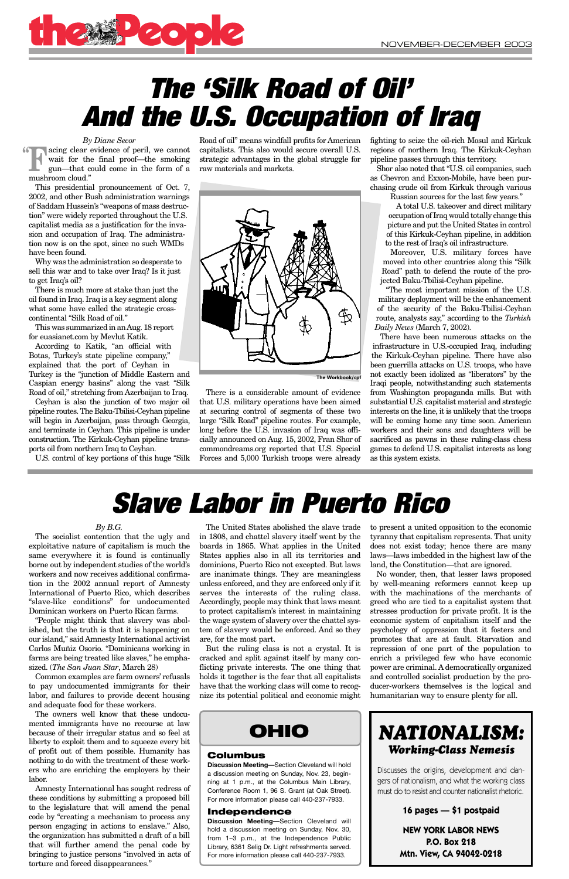# The 'Silk Road of Oil' And the U.S. Occupation of Iraq

*By Diane Secor*

"Facing clear evidence of peril, we cannot wait for the final proof—the smoking gun—that could come in the form of a mushroom cloud."

This presidential pronouncement of Oct. 7, 2002, and other Bush administration warnings of Saddam Hussein's "weapons of mass destruction" were widely reported throughout the U.S. capitalist media as a justification for the invasion and occupation of Iraq. The administration now is on the spot, since no such WMDs have been found.

Why was the administration so desperate to sell this war and to take over Iraq? Is it just to get Iraq's oil?

There is much more at stake than just the oil found in Iraq. Iraq is a key segment along what some have called the strategic cross-continental "Silk Road of oil."

This was summarized in an Aug. 18 report for euasianet.com by Mevlut Katik.

According to Katik, "an official with Botas, Turkey's state pipeline company," explained that the port of Ceyhan in Turkey is the "junction of Middle Eastern and Caspian energy basins" along the vast "Silk Road of oil," stretching from Azerbaijan to Iraq.

Ceyhan is also the junction of two major oil pipeline routes. The Baku-Tbilisi-Ceyhan pipeline will begin in Azerbaijan, pass through Georgia, and terminate in Ceyhan. This pipeline is under construction. The Kirkuk-Ceyhan pipeline transports oil from northern Iraq to Ceyhan.

U.S. control of key portions of this huge "Silk Road of oil" means windfall profits for American capitalists. This also would secure overall U.S. strategic advantages in the global struggle for raw materials and markets.

The Workbook/cpf

There is a considerable amount of evidence that U.S. military operations have been aimed at securing control of segments of these two large "Silk Road" pipeline routes. For example, long before the U.S. invasion of Iraq was officially announced on Aug. 15, 2002, Fran Shor of commondreams.org reported that U.S. Special Forces and 5,000 Turkish troops were already fighting to seize the oil-rich Mosul and Kirkuk regions of northern Iraq. The Kirkuk-Ceyhan pipeline passes through this territory.

Shor also noted that "U.S. oil companies, such as Chevron and Exxon-Mobile, have been purchasing crude oil from Kirkuk through various Russian sources for the last few years."

A total U.S. takeover and direct military occupation of Iraq would totally change this picture and put the United States in control of this Kirkuk-Ceyhan pipeline, in addition to the rest of Iraq's oil infrastructure.

Moreover, U.S. military forces have moved into other countries along this "Silk Road" path to defend the route of the projected Baku-Tbilisi-Ceyhan pipeline.

"The most important mission of the U.S. military deployment will be the enhancement of the security of the Baku-Tbilisi-Ceyhan route, analysts say," according to the *Turkish Daily News* (March 7, 2002).

There have been numerous attacks on the infrastructure in U.S.-occupied Iraq, including the Kirkuk-Ceyhan pipeline. There have also been guerrilla attacks on U.S. troops, who have not exactly been idolized as "liberators" by the Iraqi people, notwithstanding such statements from Washington propaganda mills. But with substantial U.S. capitalist material and strategic interests on the line, it is unlikely that the troops will be coming home any time soon. American workers and their sons and daughters will be sacrificed as pawns in these ruling-class chess games to defend U.S. capitalist interests as long as this system exists.

# Slave Labor in Puerto Rico

*By B.G.*

The socialist contention that the ugly and exploitative nature of capitalism is much the same everywhere it is found is continually borne out by independent studies of the world's workers and now receives additional confirmation in the 2002 annual report of Amnesty International of Puerto Rico, which describes "slave-like conditions" for undocumented Dominican workers on Puerto Rican farms.

"People might think that slavery was abolished, but the truth is that it is happening on our island," said Amnesty International activist Carlos Muñiz Osorio. "Dominicans working in farms are being treated like slaves," he emphasized. (*The San Juan Star*, March 28)

Common examples are farm owners' refusals to pay undocumented immigrants for their labor, and failures to provide decent housing and adequate food for these workers.

The owners well know that these undocumented immigrants have no recourse at law because of their irregular status and so feel at liberty to exploit them and to squeeze every bit of profit out of them possible. Humanity has nothing to do with the treatment of these workers who are enriching the employers by their labor.

Amnesty International has sought redress of these conditions by submitting a proposed bill to the legislature that will amend the penal code by "creating a mechanism to process any person engaging in actions to enslave." Also, the organization has submitted a draft of a bill that will further amend the penal code by bringing to justice persons "involved in acts of torture and forced disappearances."

The United States abolished the slave trade in 1808, and chattel slavery itself went by the boards in 1865. What applies in the United States applies also in all its territories and dominions, Puerto Rico not excepted. But laws are inanimate things. They are meaningless unless enforced, and they are enforced only if it serves the interests of the ruling class. Accordingly, people may think that laws meant to protect capitalism's interest in maintaining the wage system of slavery over the chattel system of slavery would be enforced. And so they are, for the most part.

But the ruling class is not a crystal. It is cracked and split against itself by many conflicting private interests. The one thing that holds it together is the fear that all capitalists have that the working class will come to recognize its potential political and economic might to present a united opposition to the economic tyranny that capitalism represents. That unity does not exist today; hence there are many laws—laws imbedded in the highest law of the land, the Constitution—that are ignored.

No wonder, then, that lesser laws proposed by well-meaning reformers cannot keep up with the machinations of the merchants of greed who are tied to a capitalist system that stresses production for private profit. It is the economic system of capitalism itself and the psychology of oppression that it fosters and promotes that are at fault. Starvation and repression of one part of the population to enrich a privileged few who have economic power are criminal. A democratically organized and controlled socialist production by the producer-workers themselves is the logical and humanitarian way to ensure plenty for all.

## OHIO

### Columbus

**Discussion Meeting—**Section Cleveland will hold a discussion meeting on Sunday, Nov. 23, beginning at 1 p.m., at the Columbus Main Library, Conference Room 1, 96 S. Grant (at Oak Street). For more information please call 440-237-7933.

### Independence

**Discussion Meeting—**Section Cleveland will hold a discussion meeting on Sunday, Nov. 30, from 1–3 p.m., at the Independence Public Library, 6361 Selig Dr. Light refreshments served. For more information please call 440-237-7933.

## NATIONALISM: Working-Class Nemesis

Discusses the origins, development and dangers of nationalism, and what the working class must do to resist and counter nationalist rhetoric.

**16 pages — $1 postpaid**

**NEW YORK LABOR NEWS**
**P.O. Box 218**
**Mtn. View, CA 94042-0218**